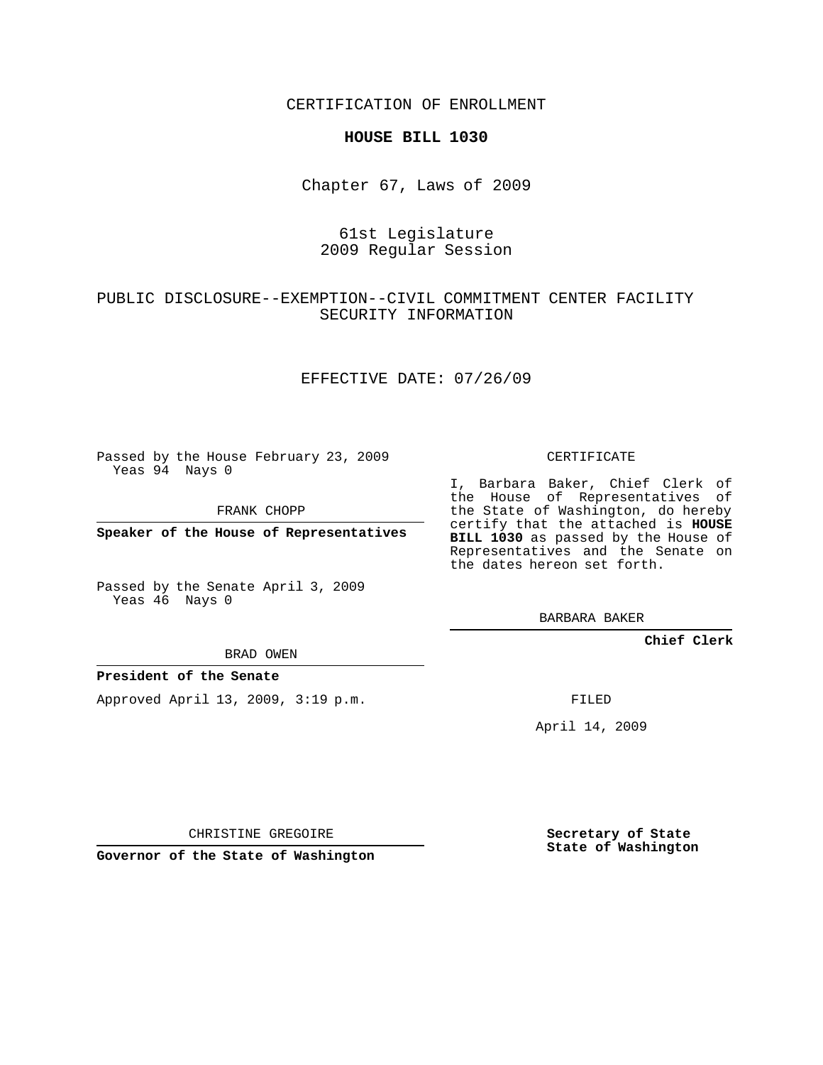CERTIFICATION OF ENROLLMENT

# HOUSE BILL 1030

Chapter 67, Laws of 2009

61st Legislature
2009 Regular Session

PUBLIC DISCLOSURE--EXEMPTION--CIVIL COMMITMENT CENTER FACILITY SECURITY INFORMATION

EFFECTIVE DATE: 07/26/09

Passed by the House February 23, 2009
Yeas 94 Nays 0

FRANK CHOPP

**Speaker of the House of Representatives**

Passed by the Senate April 3, 2009
Yeas 46 Nays 0

BRAD OWEN

**President of the Senate**

Approved April 13, 2009, 3:19 p.m.

CHRISTINE GREGOIRE

**Governor of the State of Washington**

CERTIFICATE

I, Barbara Baker, Chief Clerk of the House of Representatives of the State of Washington, do hereby certify that the attached is **HOUSE BILL 1030** as passed by the House of Representatives and the Senate on the dates hereon set forth.

BARBARA BAKER

**Chief Clerk**

FILED

April 14, 2009

**Secretary of State**
**State of Washington**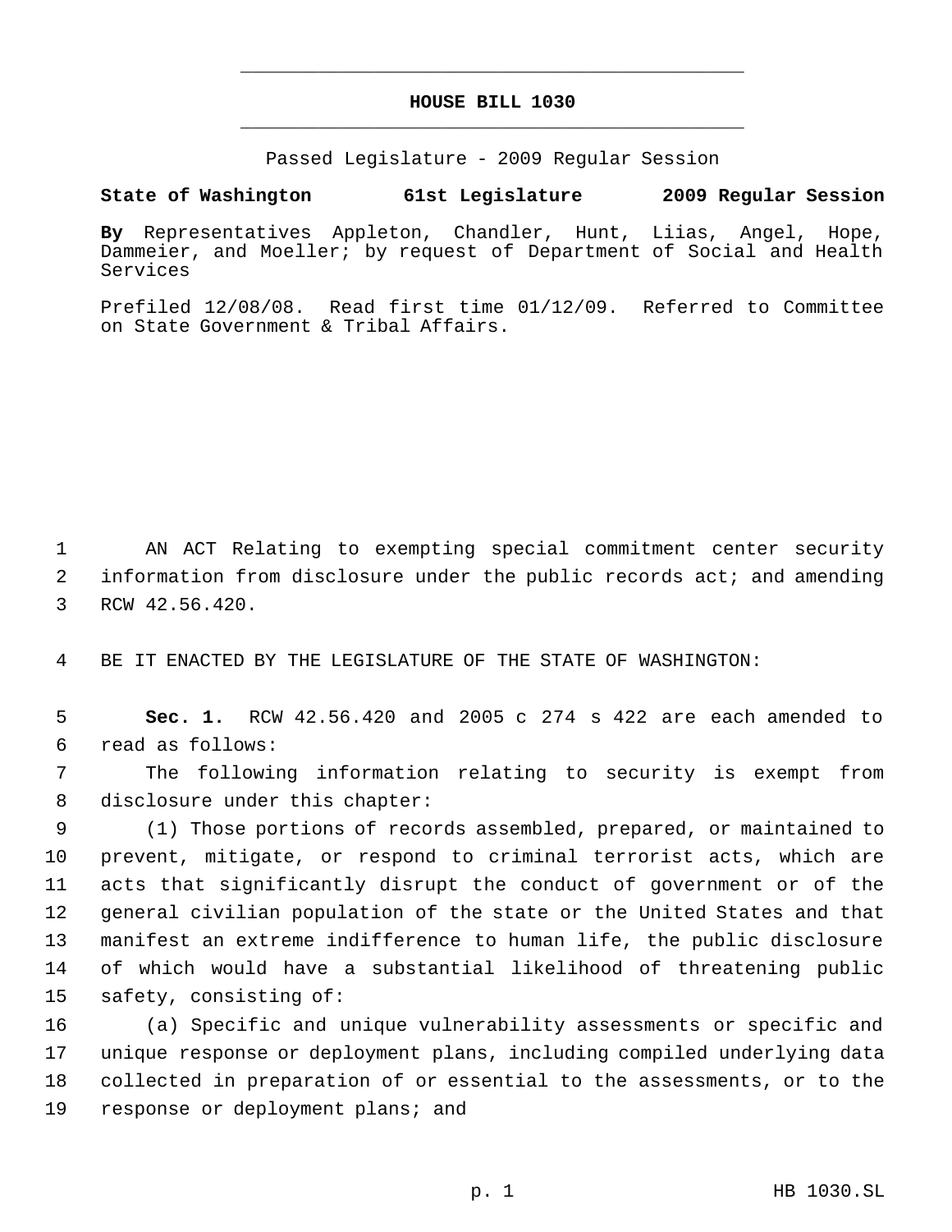# HOUSE BILL 1030

Passed Legislature - 2009 Regular Session

**State of Washington 61st Legislature 2009 Regular Session**

**By** Representatives Appleton, Chandler, Hunt, Liias, Angel, Hope, Dammeier, and Moeller; by request of Department of Social and Health Services

Prefiled 12/08/08. Read first time 01/12/09. Referred to Committee on State Government & Tribal Affairs.

AN ACT Relating to exempting special commitment center security information from disclosure under the public records act; and amending RCW 42.56.420.

BE IT ENACTED BY THE LEGISLATURE OF THE STATE OF WASHINGTON:

**Sec. 1.** RCW 42.56.420 and 2005 c 274 s 422 are each amended to read as follows:

The following information relating to security is exempt from disclosure under this chapter:

(1) Those portions of records assembled, prepared, or maintained to prevent, mitigate, or respond to criminal terrorist acts, which are acts that significantly disrupt the conduct of government or of the general civilian population of the state or the United States and that manifest an extreme indifference to human life, the public disclosure of which would have a substantial likelihood of threatening public safety, consisting of:

(a) Specific and unique vulnerability assessments or specific and unique response or deployment plans, including compiled underlying data collected in preparation of or essential to the assessments, or to the response or deployment plans; and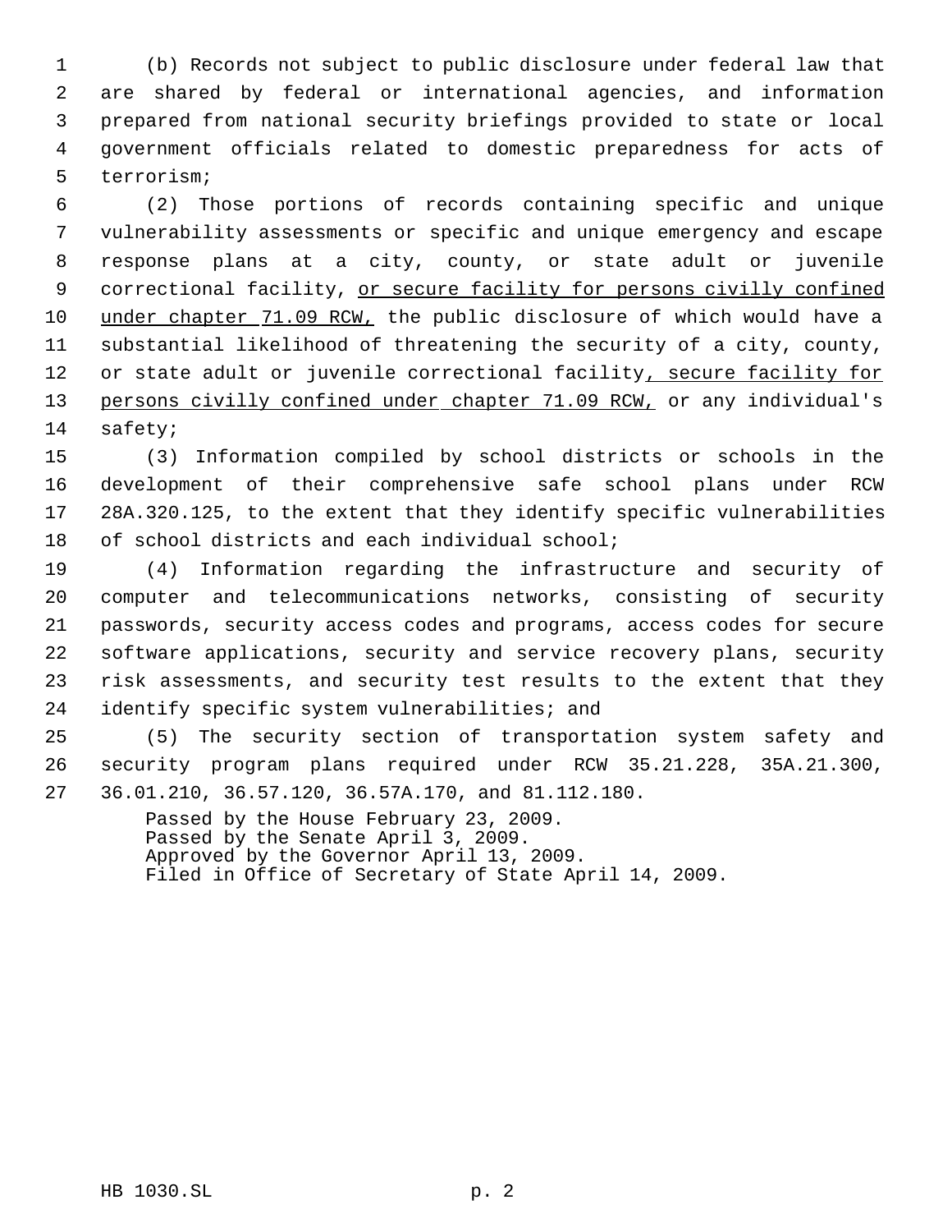(b) Records not subject to public disclosure under federal law that are shared by federal or international agencies, and information prepared from national security briefings provided to state or local government officials related to domestic preparedness for acts of terrorism;

(2) Those portions of records containing specific and unique vulnerability assessments or specific and unique emergency and escape response plans at a city, county, or state adult or juvenile correctional facility, <u>or secure facility for persons civilly confined under chapter 71.09 RCW,</u> the public disclosure of which would have a substantial likelihood of threatening the security of a city, county, or state adult or juvenile correctional facility<u>, secure facility for persons civilly confined under chapter 71.09 RCW,</u> or any individual's safety;

(3) Information compiled by school districts or schools in the development of their comprehensive safe school plans under RCW 28A.320.125, to the extent that they identify specific vulnerabilities of school districts and each individual school;

(4) Information regarding the infrastructure and security of computer and telecommunications networks, consisting of security passwords, security access codes and programs, access codes for secure software applications, security and service recovery plans, security risk assessments, and security test results to the extent that they identify specific system vulnerabilities; and

(5) The security section of transportation system safety and security program plans required under RCW 35.21.228, 35A.21.300, 36.01.210, 36.57.120, 36.57A.170, and 81.112.180.

Passed by the House February 23, 2009.
Passed by the Senate April 3, 2009.
Approved by the Governor April 13, 2009.
Filed in Office of Secretary of State April 14, 2009.